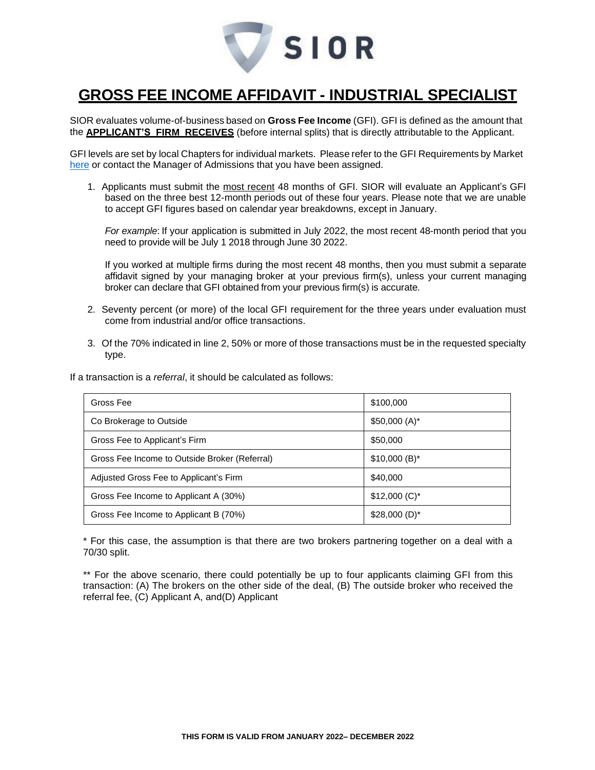# GROSS FEE INCOME AFFIDAVIT - INDUSTRIAL SPECIALIST

SIOR evaluates volume-of-business based on **Gross Fee Income** (GFI). GFI is defined as the amount that the **APPLICANT'S FIRM RECEIVES** (before internal splits) that is directly attributable to the Applicant.

GFI levels are set by local Chapters for individual markets. Please refer to the GFI Requirements by Market here or contact the Manager of Admissions that you have been assigned.

1. Applicants must submit the most recent 48 months of GFI. SIOR will evaluate an Applicant's GFI based on the three best 12-month periods out of these four years. Please note that we are unable to accept GFI figures based on calendar year breakdowns, except in January.

   *For example*: If your application is submitted in July 2022, the most recent 48-month period that you need to provide will be July 1 2018 through June 30 2022.

   If you worked at multiple firms during the most recent 48 months, then you must submit a separate affidavit signed by your managing broker at your previous firm(s), unless your current managing broker can declare that GFI obtained from your previous firm(s) is accurate.

2. Seventy percent (or more) of the local GFI requirement for the three years under evaluation must come from industrial and/or office transactions.

3. Of the 70% indicated in line 2, 50% or more of those transactions must be in the requested specialty type.

If a transaction is a *referral*, it should be calculated as follows:

| | |
|---|---|
| Gross Fee | $100,000 |
| Co Brokerage to Outside | $50,000 (A)* |
| Gross Fee to Applicant's Firm | $50,000 |
| Gross Fee Income to Outside Broker (Referral) | $10,000 (B)* |
| Adjusted Gross Fee to Applicant's Firm | $40,000 |
| Gross Fee Income to Applicant A (30%) | $12,000 (C)* |
| Gross Fee Income to Applicant B (70%) | $28,000 (D)* |

* For this case, the assumption is that there are two brokers partnering together on a deal with a 70/30 split.

** For the above scenario, there could potentially be up to four applicants claiming GFI from this transaction: (A) The brokers on the other side of the deal, (B) The outside broker who received the referral fee, (C) Applicant A, and(D) Applicant

THIS FORM IS VALID FROM JANUARY 2022– DECEMBER 2022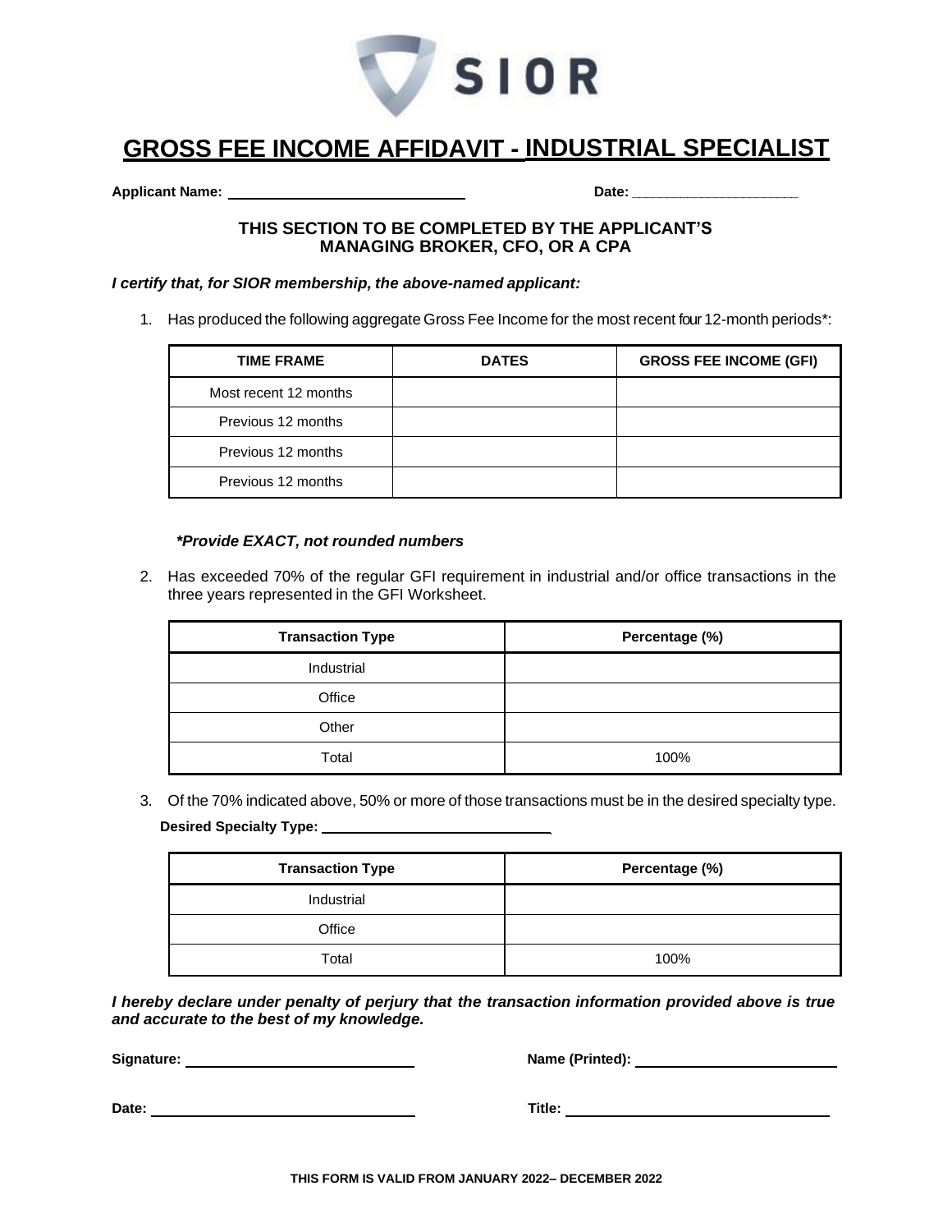# GROSS FEE INCOME AFFIDAVIT - INDUSTRIAL SPECIALIST

**Applicant Name:** ______________________________ **Date:** ______________________

**THIS SECTION TO BE COMPLETED BY THE APPLICANT'S MANAGING BROKER, CFO, OR A CPA**

***I certify that, for SIOR membership, the above-named applicant:***

1. Has produced the following aggregate Gross Fee Income for the most recent four 12-month periods*:

| TIME FRAME | DATES | GROSS FEE INCOME (GFI) |
|---|---|---|
| Most recent 12 months | | |
| Previous 12 months | | |
| Previous 12 months | | |
| Previous 12 months | | |

***Provide EXACT, not rounded numbers**

2. Has exceeded 70% of the regular GFI requirement in industrial and/or office transactions in the three years represented in the GFI Worksheet.

| Transaction Type | Percentage (%) |
|---|---|
| Industrial | |
| Office | |
| Other | |
| Total | 100% |

3. Of the 70% indicated above, 50% or more of those transactions must be in the desired specialty type.

**Desired Specialty Type:** ______________________________

| Transaction Type | Percentage (%) |
|---|---|
| Industrial | |
| Office | |
| Total | 100% |

***I hereby declare under penalty of perjury that the transaction information provided above is true and accurate to the best of my knowledge.***

**Signature:** ______________________________ **Name (Printed):** ______________________________

**Date:** ______________________________ **Title:** ______________________________

**THIS FORM IS VALID FROM JANUARY 2022– DECEMBER 2022**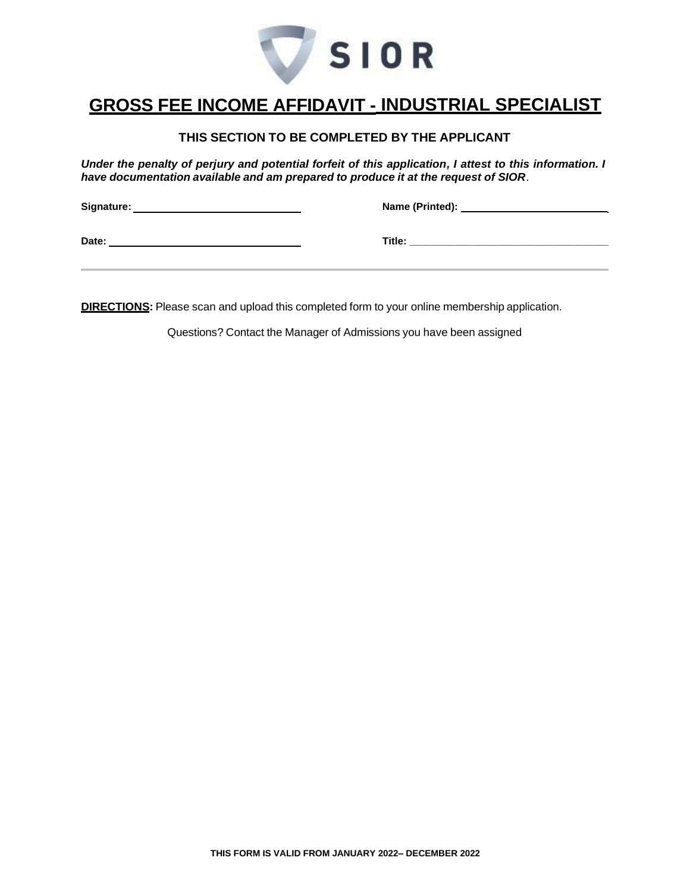# GROSS FEE INCOME AFFIDAVIT - INDUSTRIAL SPECIALIST

### THIS SECTION TO BE COMPLETED BY THE APPLICANT

***Under the penalty of perjury and potential forfeit of this application, I attest to this information. I have documentation available and am prepared to produce it at the request of SIOR*.**

**Signature:** ____________________________ **Name (Printed):** ____________________________

**Date:** ____________________________ **Title:** ____________________________

---

**DIRECTIONS:** Please scan and upload this completed form to your online membership application.

Questions? Contact the Manager of Admissions you have been assigned

**THIS FORM IS VALID FROM JANUARY 2022– DECEMBER 2022**